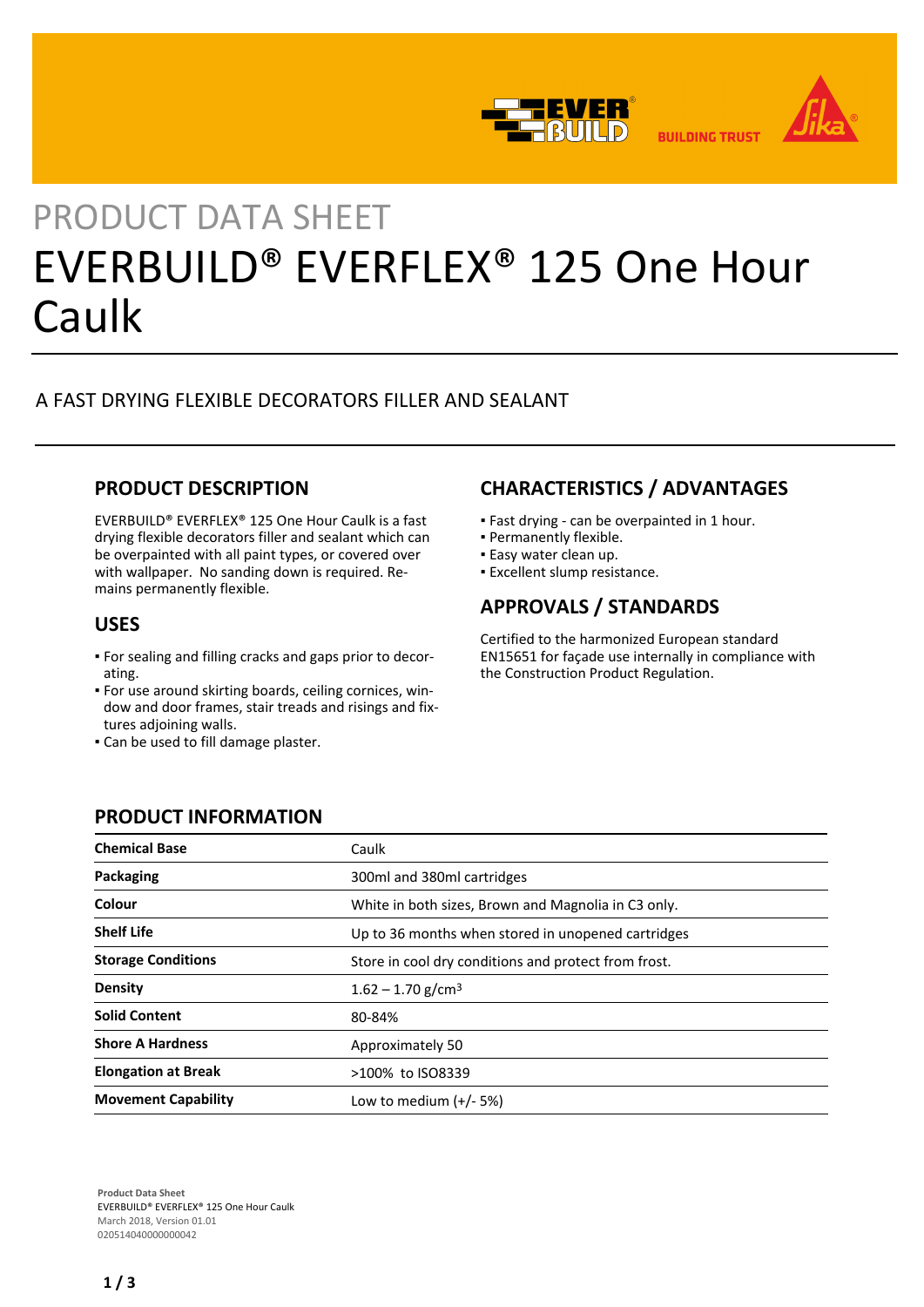PRODUCT DATA SHEET

# EVERBUILD® EVERFLEX® 125 One Hour Caulk

A FAST DRYING FLEXIBLE DECORATORS FILLER AND SEALANT

## PRODUCT DESCRIPTION

EVERBUILD® EVERFLEX® 125 One Hour Caulk is a fast drying flexible decorators filler and sealant which can be overpainted with all paint types, or covered over with wallpaper. No sanding down is required. Remains permanently flexible.

## USES

- For sealing and filling cracks and gaps prior to decorating.
- For use around skirting boards, ceiling cornices, window and door frames, stair treads and risings and fixtures adjoining walls.
- Can be used to fill damage plaster.

## CHARACTERISTICS / ADVANTAGES

- Fast drying - can be overpainted in 1 hour.
- Permanently flexible.
- Easy water clean up.
- Excellent slump resistance.

## APPROVALS / STANDARDS

Certified to the harmonized European standard EN15651 for façade use internally in compliance with the Construction Product Regulation.

## PRODUCT INFORMATION

| | |
|---|---|
| **Chemical Base** | Caulk |
| **Packaging** | 300ml and 380ml cartridges |
| **Colour** | White in both sizes, Brown and Magnolia in C3 only. |
| **Shelf Life** | Up to 36 months when stored in unopened cartridges |
| **Storage Conditions** | Store in cool dry conditions and protect from frost. |
| **Density** | 1.62 – 1.70 g/cm$^3$ |
| **Solid Content** | 80-84% |
| **Shore A Hardness** | Approximately 50 |
| **Elongation at Break** | >100% to ISO8339 |
| **Movement Capability** | Low to medium (+/- 5%) |

**Product Data Sheet**
EVERBUILD® EVERFLEX® 125 One Hour Caulk
March 2018, Version 01.01
020514040000000042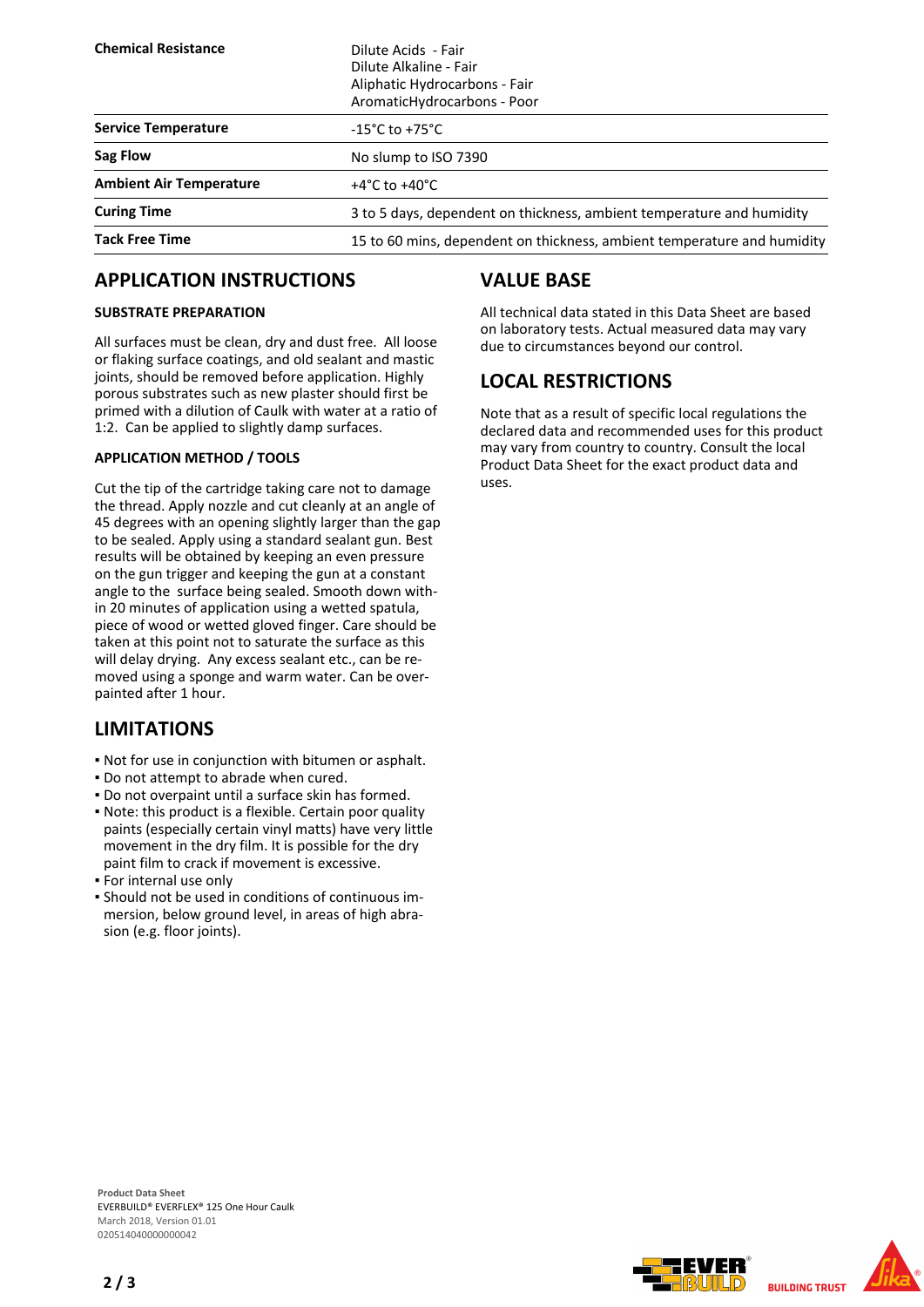| | |
|---|---|
| **Chemical Resistance** | Dilute Acids - Fair<br>Dilute Alkaline - Fair<br>Aliphatic Hydrocarbons - Fair<br>AromaticHydrocarbons - Poor |
| **Service Temperature** | -15°C to +75°C |
| **Sag Flow** | No slump to ISO 7390 |
| **Ambient Air Temperature** | +4°C to +40°C |
| **Curing Time** | 3 to 5 days, dependent on thickness, ambient temperature and humidity |
| **Tack Free Time** | 15 to 60 mins, dependent on thickness, ambient temperature and humidity |

## APPLICATION INSTRUCTIONS

### SUBSTRATE PREPARATION

All surfaces must be clean, dry and dust free. All loose or flaking surface coatings, and old sealant and mastic joints, should be removed before application. Highly porous substrates such as new plaster should first be primed with a dilution of Caulk with water at a ratio of 1:2. Can be applied to slightly damp surfaces.

### APPLICATION METHOD / TOOLS

Cut the tip of the cartridge taking care not to damage the thread. Apply nozzle and cut cleanly at an angle of 45 degrees with an opening slightly larger than the gap to be sealed. Apply using a standard sealant gun. Best results will be obtained by keeping an even pressure on the gun trigger and keeping the gun at a constant angle to the surface being sealed. Smooth down within 20 minutes of application using a wetted spatula, piece of wood or wetted gloved finger. Care should be taken at this point not to saturate the surface as this will delay drying. Any excess sealant etc., can be removed using a sponge and warm water. Can be overpainted after 1 hour.

## LIMITATIONS

- Not for use in conjunction with bitumen or asphalt.
- Do not attempt to abrade when cured.
- Do not overpaint until a surface skin has formed.
- Note: this product is a flexible. Certain poor quality paints (especially certain vinyl matts) have very little movement in the dry film. It is possible for the dry paint film to crack if movement is excessive.
- For internal use only
- Should not be used in conditions of continuous immersion, below ground level, in areas of high abrasion (e.g. floor joints).

## VALUE BASE

All technical data stated in this Data Sheet are based on laboratory tests. Actual measured data may vary due to circumstances beyond our control.

## LOCAL RESTRICTIONS

Note that as a result of specific local regulations the declared data and recommended uses for this product may vary from country to country. Consult the local Product Data Sheet for the exact product data and uses.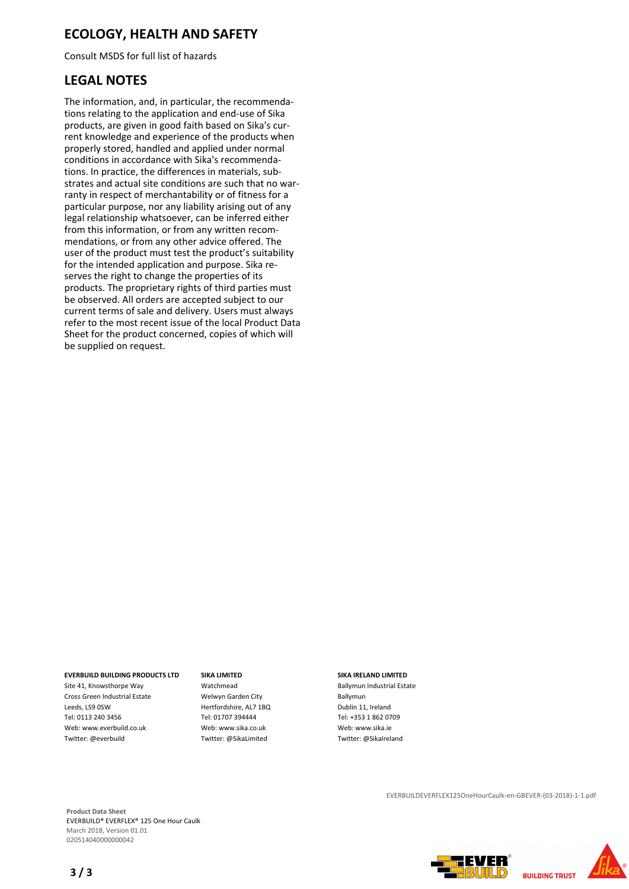## ECOLOGY, HEALTH AND SAFETY

Consult MSDS for full list of hazards

## LEGAL NOTES

The information, and, in particular, the recommendations relating to the application and end-use of Sika products, are given in good faith based on Sika's current knowledge and experience of the products when properly stored, handled and applied under normal conditions in accordance with Sika's recommendations. In practice, the differences in materials, substrates and actual site conditions are such that no warranty in respect of merchantability or of fitness for a particular purpose, nor any liability arising out of any legal relationship whatsoever, can be inferred either from this information, or from any written recommendations, or from any other advice offered. The user of the product must test the product's suitability for the intended application and purpose. Sika reserves the right to change the properties of its products. The proprietary rights of third parties must be observed. All orders are accepted subject to our current terms of sale and delivery. Users must always refer to the most recent issue of the local Product Data Sheet for the product concerned, copies of which will be supplied on request.

**EVERBUILD BUILDING PRODUCTS LTD**
Site 41, Knowsthorpe Way
Cross Green Industrial Estate
Leeds, LS9 0SW
Tel: 0113 240 3456
Web: www.everbuild.co.uk
Twitter: @everbuild

**SIKA LIMITED**
Watchmead
Welwyn Garden City
Hertfordshire, AL7 1BQ
Tel: 01707 394444
Web: www.sika.co.uk
Twitter: @SikaLimited

**SIKA IRELAND LIMITED**
Ballymun Industrial Estate
Ballymun
Dublin 11, Ireland
Tel: +353 1 862 0709
Web: www.sika.ie
Twitter: @SikaIreland

EVERBUILDEVERFLEX125OneHourCaulk-en-GBEVER-(03-2018)-1-1.pdf

**Product Data Sheet**
EVERBUILD® EVERFLEX® 125 One Hour Caulk
March 2018, Version 01.01
020514040000000042